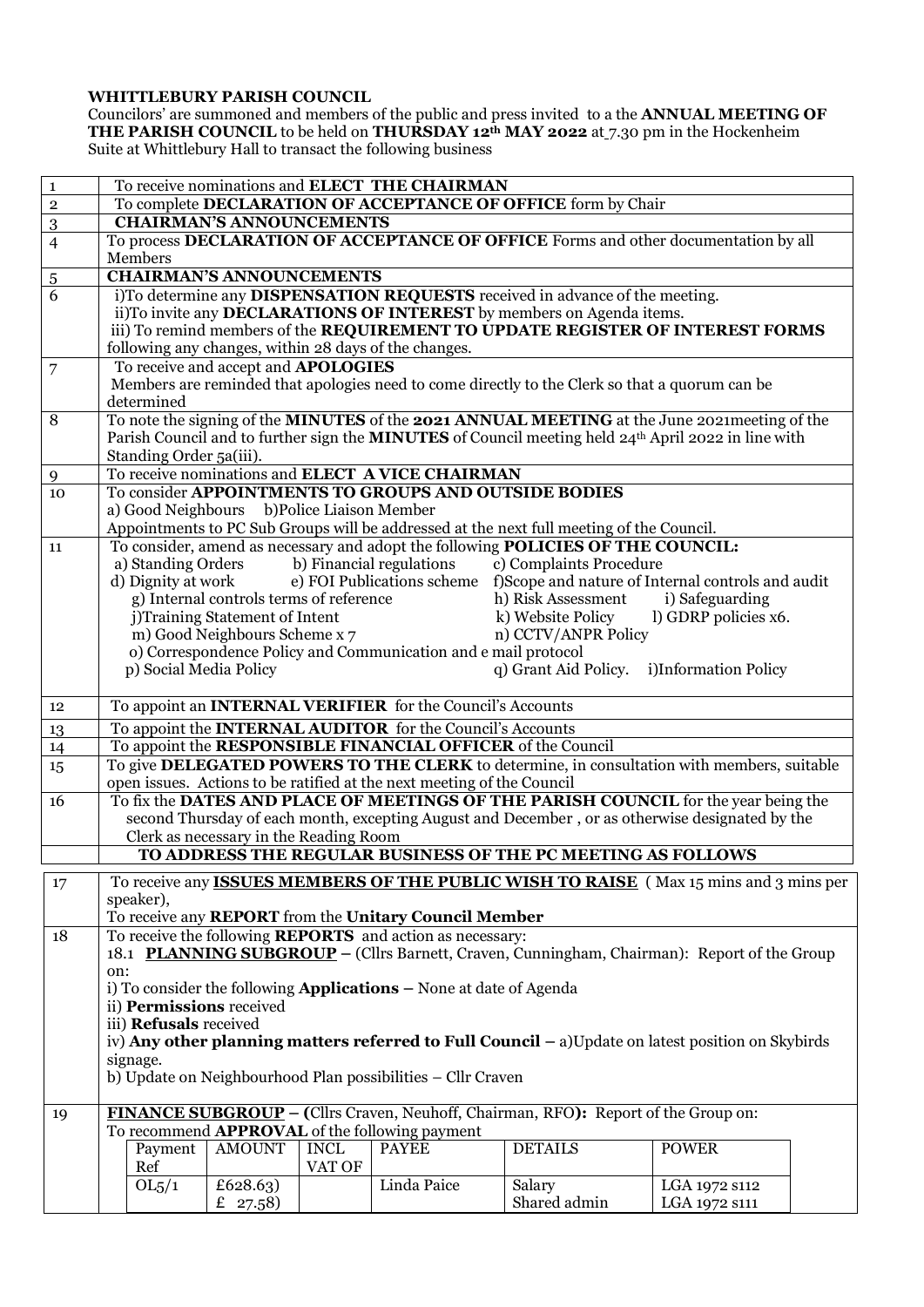**WHITTLEBURY PARISH COUNCIL**

Councilors' are summoned and members of the public and press invited to a the **ANNUAL MEETING OF THE PARISH COUNCIL** to be held on **THURSDAY 12th MAY 2022** at 7.30 pm in the Hockenheim Suite at Whittlebury Hall to transact the following business

| | |
|---|---|
| 1 | To receive nominations and **ELECT THE CHAIRMAN** |
| 2 | To complete **DECLARATION OF ACCEPTANCE OF OFFICE** form by Chair |
| 3 | **CHAIRMAN'S ANNOUNCEMENTS** |
| 4 | To process **DECLARATION OF ACCEPTANCE OF OFFICE** Forms and other documentation by all Members |
| 5 | **CHAIRMAN'S ANNOUNCEMENTS** |
| 6 | i)To determine any **DISPENSATION REQUESTS** received in advance of the meeting.<br>ii)To invite any **DECLARATIONS OF INTEREST** by members on Agenda items.<br>iii) To remind members of the **REQUIREMENT TO UPDATE REGISTER OF INTEREST FORMS** following any changes, within 28 days of the changes. |
| 7 | To receive and accept and **APOLOGIES**<br>Members are reminded that apologies need to come directly to the Clerk so that a quorum can be determined |
| 8 | To note the signing of the **MINUTES** of the **2021 ANNUAL MEETING** at the June 2021meeting of the Parish Council and to further sign the **MINUTES** of Council meeting held 24th April 2022 in line with Standing Order 5a(iii). |
| 9 | To receive nominations and **ELECT A VICE CHAIRMAN** |
| 10 | To consider **APPOINTMENTS TO GROUPS AND OUTSIDE BODIES**<br>a) Good Neighbours b)Police Liaison Member<br>Appointments to PC Sub Groups will be addressed at the next full meeting of the Council. |
| 11 | To consider, amend as necessary and adopt the following **POLICIES OF THE COUNCIL:**<br>a) Standing Orders b) Financial regulations c) Complaints Procedure<br>d) Dignity at work e) FOI Publications scheme f)Scope and nature of Internal controls and audit<br>g) Internal controls terms of reference h) Risk Assessment i) Safeguarding<br>j)Training Statement of Intent k) Website Policy l) GDRP policies x6.<br>m) Good Neighbours Scheme x 7 n) CCTV/ANPR Policy<br>o) Correspondence Policy and Communication and e mail protocol<br>p) Social Media Policy q) Grant Aid Policy. i)Information Policy |
| 12 | To appoint an **INTERNAL VERIFIER** for the Council's Accounts |
| 13 | To appoint the **INTERNAL AUDITOR** for the Council's Accounts |
| 14 | To appoint the **RESPONSIBLE FINANCIAL OFFICER** of the Council |
| 15 | To give **DELEGATED POWERS TO THE CLERK** to determine, in consultation with members, suitable open issues. Actions to be ratified at the next meeting of the Council |
| 16 | To fix the **DATES AND PLACE OF MEETINGS OF THE PARISH COUNCIL** for the year being the second Thursday of each month, excepting August and December , or as otherwise designated by the Clerk as necessary in the Reading Room |
| | **TO ADDRESS THE REGULAR BUSINESS OF THE PC MEETING AS FOLLOWS** |

| | |
|---|---|
| 17 | To receive any **ISSUES MEMBERS OF THE PUBLIC WISH TO RAISE** ( Max 15 mins and 3 mins per speaker),<br>To receive any **REPORT** from the **Unitary Council Member** |
| 18 | To receive the following **REPORTS** and action as necessary:<br>18.1 **PLANNING SUBGROUP** – (Cllrs Barnett, Craven, Cunningham, Chairman): Report of the Group on:<br>i) To consider the following **Applications** – None at date of Agenda<br>ii) **Permissions** received<br>iii) **Refusals** received<br>iv) **Any other planning matters referred to Full Council** – a)Update on latest position on Skybirds signage.<br>b) Update on Neighbourhood Plan possibilities – Cllr Craven |
| 19 | **FINANCE SUBGROUP – (**Cllrs Craven, Neuhoff, Chairman, RFO**):** Report of the Group on:<br>To recommend **APPROVAL** of the following payment |

| Payment Ref | AMOUNT | INCL VAT OF | PAYEE | DETAILS | POWER |
|---|---|---|---|---|---|
| OL5/1 | £628.63)<br>£ 27.58) | | Linda Paice | Salary<br>Shared admin | LGA 1972 s112<br>LGA 1972 s111 |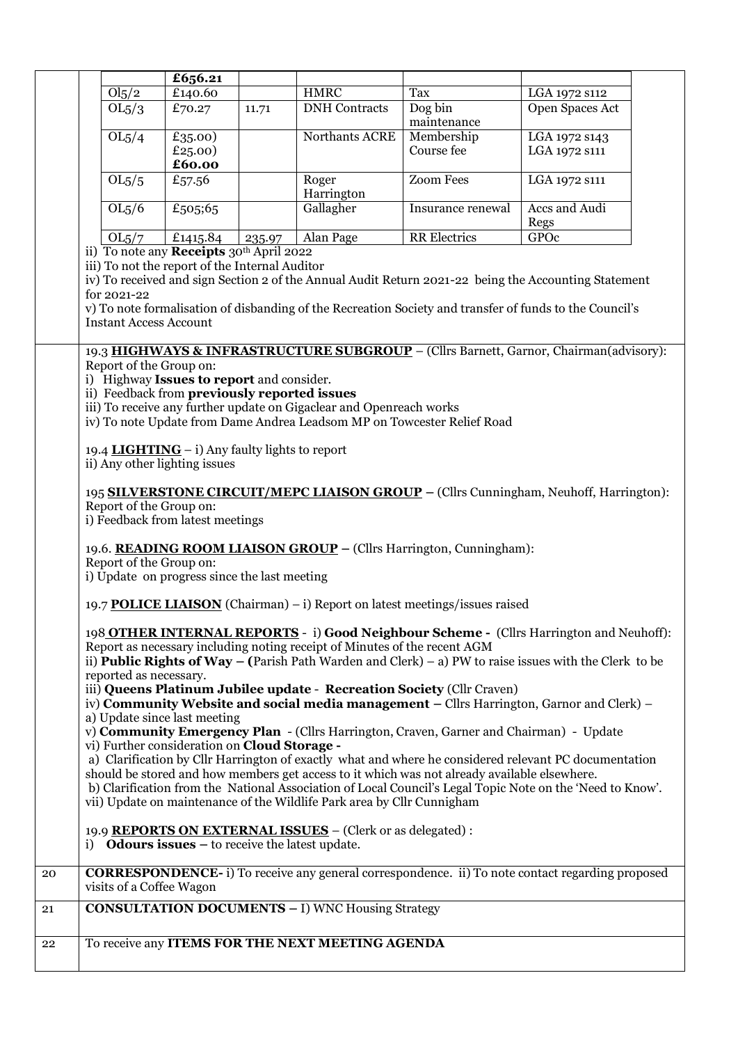| | | | | | |
|---|---|---|---|---|---|
| | **£656.21** | | | | |
| Ol5/2 | £140.60 | | HMRC | Tax | LGA 1972 s112 |
| OL5/3 | £70.27 | 11.71 | DNH Contracts | Dog bin maintenance | Open Spaces Act |
| OL5/4 | £35.00)<br>£25.00)<br>**£60.00** | | Northants ACRE | Membership<br>Course fee | LGA 1972 s143<br>LGA 1972 s111 |
| OL5/5 | £57.56 | | Roger Harrington | Zoom Fees | LGA 1972 s111 |
| OL5/6 | £505;65 | | Gallagher | Insurance renewal | Accs and Audi Regs |
| OL5/7 | £1415.84 | 235.97 | Alan Page | RR Electrics | GPOc |

ii) To note any **Receipts** 30th April 2022
iii) To not the report of the Internal Auditor
iv) To received and sign Section 2 of the Annual Audit Return 2021-22 being the Accounting Statement for 2021-22
v) To note formalisation of disbanding of the Recreation Society and transfer of funds to the Council's Instant Access Account

19.3 **HIGHWAYS & INFRASTRUCTURE SUBGROUP** – (Cllrs Barnett, Garnor, Chairman(advisory):
Report of the Group on:
i) Highway **Issues to report** and consider.
ii) Feedback from **previously reported issues**
iii) To receive any further update on Gigaclear and Openreach works
iv) To note Update from Dame Andrea Leadsom MP on Towcester Relief Road

19.4 **LIGHTING** – i) Any faulty lights to report
ii) Any other lighting issues

195 **SILVERSTONE CIRCUIT/MEPC LIAISON GROUP** – (Cllrs Cunningham, Neuhoff, Harrington):
Report of the Group on:
i) Feedback from latest meetings

19.6. **READING ROOM LIAISON GROUP** – (Cllrs Harrington, Cunningham):
Report of the Group on:
i) Update on progress since the last meeting

19.7 **POLICE LIAISON** (Chairman) – i) Report on latest meetings/issues raised

198 **OTHER INTERNAL REPORTS** - i) **Good Neighbour Scheme -** (Cllrs Harrington and Neuhoff): Report as necessary including noting receipt of Minutes of the recent AGM
ii) **Public Rights of Way – (**Parish Path Warden and Clerk) – a) PW to raise issues with the Clerk to be reported as necessary.
iii) **Queens Platinum Jubilee update** - **Recreation Society** (Cllr Craven)
iv) **Community Website and social media management –** Cllrs Harrington, Garnor and Clerk) –
a) Update since last meeting
v) **Community Emergency Plan** - (Cllrs Harrington, Craven, Garner and Chairman) - Update
vi) Further consideration on **Cloud Storage -**
a) Clarification by Cllr Harrington of exactly what and where he considered relevant PC documentation should be stored and how members get access to it which was not already available elsewhere.
b) Clarification from the National Association of Local Council's Legal Topic Note on the 'Need to Know'.
vii) Update on maintenance of the Wildlife Park area by Cllr Cunnigham

19.9 **REPORTS ON EXTERNAL ISSUES** – (Clerk or as delegated) :
i) **Odours issues –** to receive the latest update.

| | |
|---|---|
| 20 | **CORRESPONDENCE-** i) To receive any general correspondence. ii) To note contact regarding proposed visits of a Coffee Wagon |
| 21 | **CONSULTATION DOCUMENTS –** I) WNC Housing Strategy |
| 22 | To receive any **ITEMS FOR THE NEXT MEETING AGENDA** |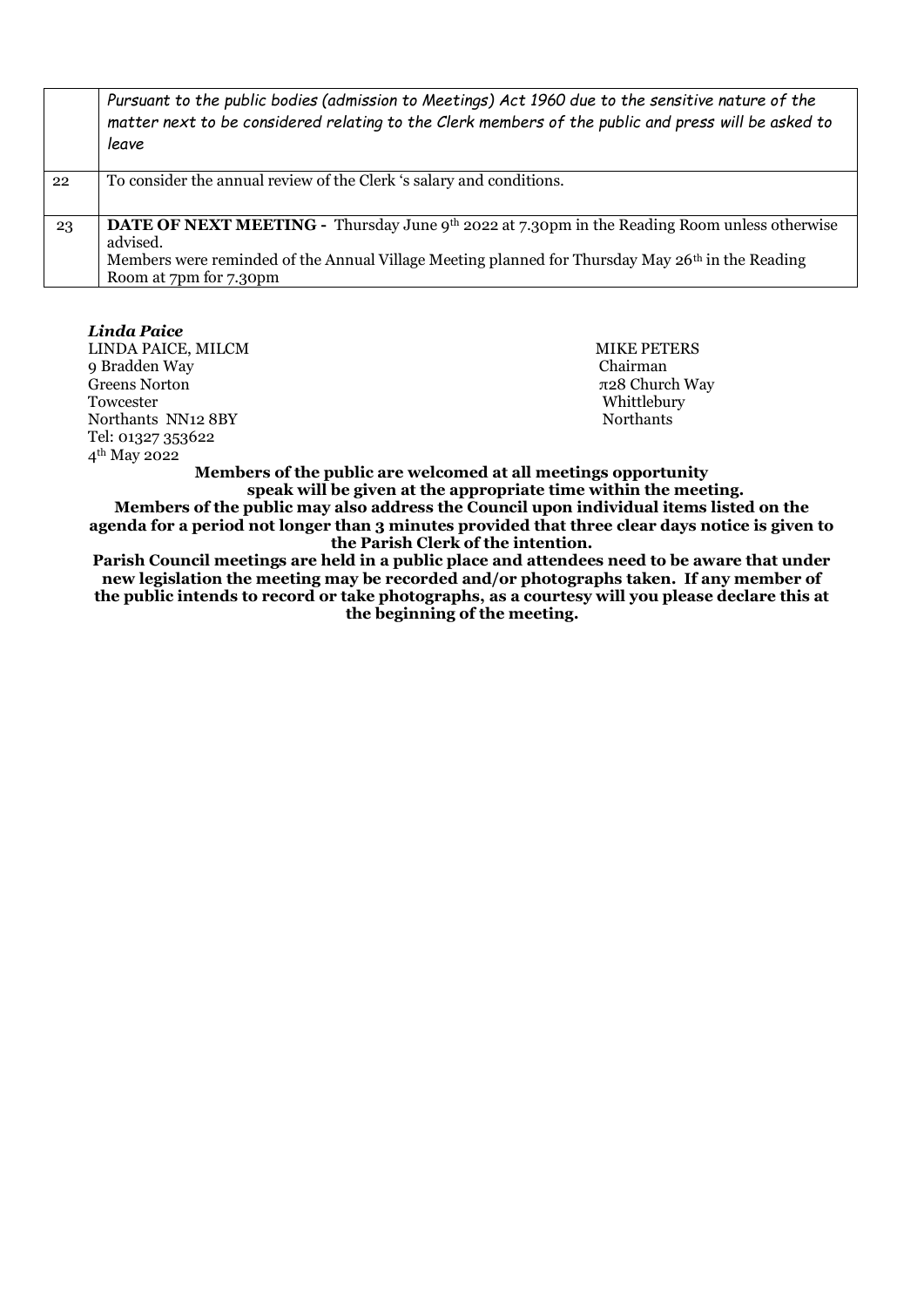| | |
|---|---|
| | *Pursuant to the public bodies (admission to Meetings) Act 1960 due to the sensitive nature of the matter next to be considered relating to the Clerk members of the public and press will be asked to leave* |
| 22 | To consider the annual review of the Clerk 's salary and conditions. |
| 23 | **DATE OF NEXT MEETING -** Thursday June 9th 2022 at 7.30pm in the Reading Room unless otherwise advised.<br>Members were reminded of the Annual Village Meeting planned for Thursday May 26th in the Reading Room at 7pm for 7.30pm |

***Linda Paice***
LINDA PAICE, MILCM
9 Bradden Way
Greens Norton
Towcester
Northants NN12 8BY
Tel: 01327 353622
4th May 2022

MIKE PETERS
Chairman
π28 Church Way
Whittlebury
Northants

**Members of the public are welcomed at all meetings opportunity speak will be given at the appropriate time within the meeting.**
**Members of the public may also address the Council upon individual items listed on the agenda for a period not longer than 3 minutes provided that three clear days notice is given to the Parish Clerk of the intention.**
**Parish Council meetings are held in a public place and attendees need to be aware that under new legislation the meeting may be recorded and/or photographs taken. If any member of the public intends to record or take photographs, as a courtesy will you please declare this at the beginning of the meeting.**